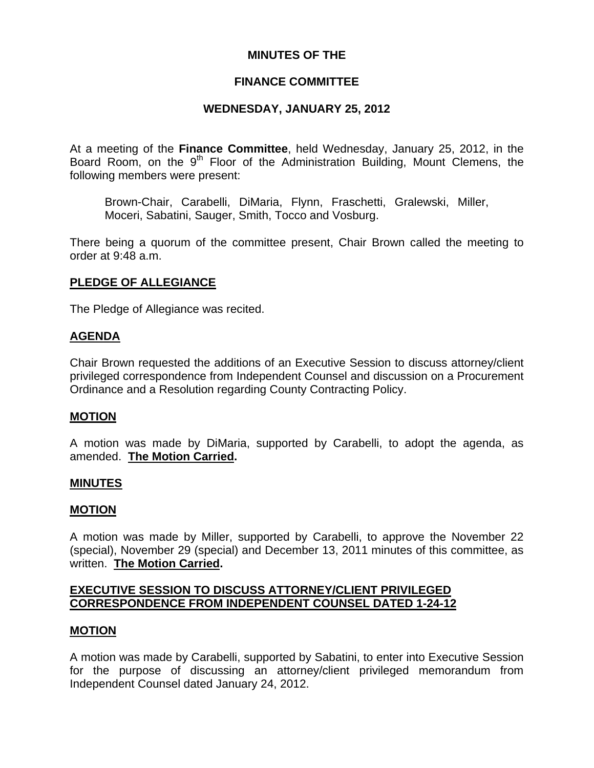**MINUTES OF THE**

**FINANCE COMMITTEE**

**WEDNESDAY, JANUARY 25, 2012**

At a meeting of the **Finance Committee**, held Wednesday, January 25, 2012, in the Board Room, on the 9th Floor of the Administration Building, Mount Clemens, the following members were present:

> Brown-Chair, Carabelli, DiMaria, Flynn, Fraschetti, Gralewski, Miller, Moceri, Sabatini, Sauger, Smith, Tocco and Vosburg.

There being a quorum of the committee present, Chair Brown called the meeting to order at 9:48 a.m.

**PLEDGE OF ALLEGIANCE**

The Pledge of Allegiance was recited.

**AGENDA**

Chair Brown requested the additions of an Executive Session to discuss attorney/client privileged correspondence from Independent Counsel and discussion on a Procurement Ordinance and a Resolution regarding County Contracting Policy.

**MOTION**

A motion was made by DiMaria, supported by Carabelli, to adopt the agenda, as amended. **The Motion Carried.**

**MINUTES**

**MOTION**

A motion was made by Miller, supported by Carabelli, to approve the November 22 (special), November 29 (special) and December 13, 2011 minutes of this committee, as written. **The Motion Carried.**

**EXECUTIVE SESSION TO DISCUSS ATTORNEY/CLIENT PRIVILEGED CORRESPONDENCE FROM INDEPENDENT COUNSEL DATED 1-24-12**

**MOTION**

A motion was made by Carabelli, supported by Sabatini, to enter into Executive Session for the purpose of discussing an attorney/client privileged memorandum from Independent Counsel dated January 24, 2012.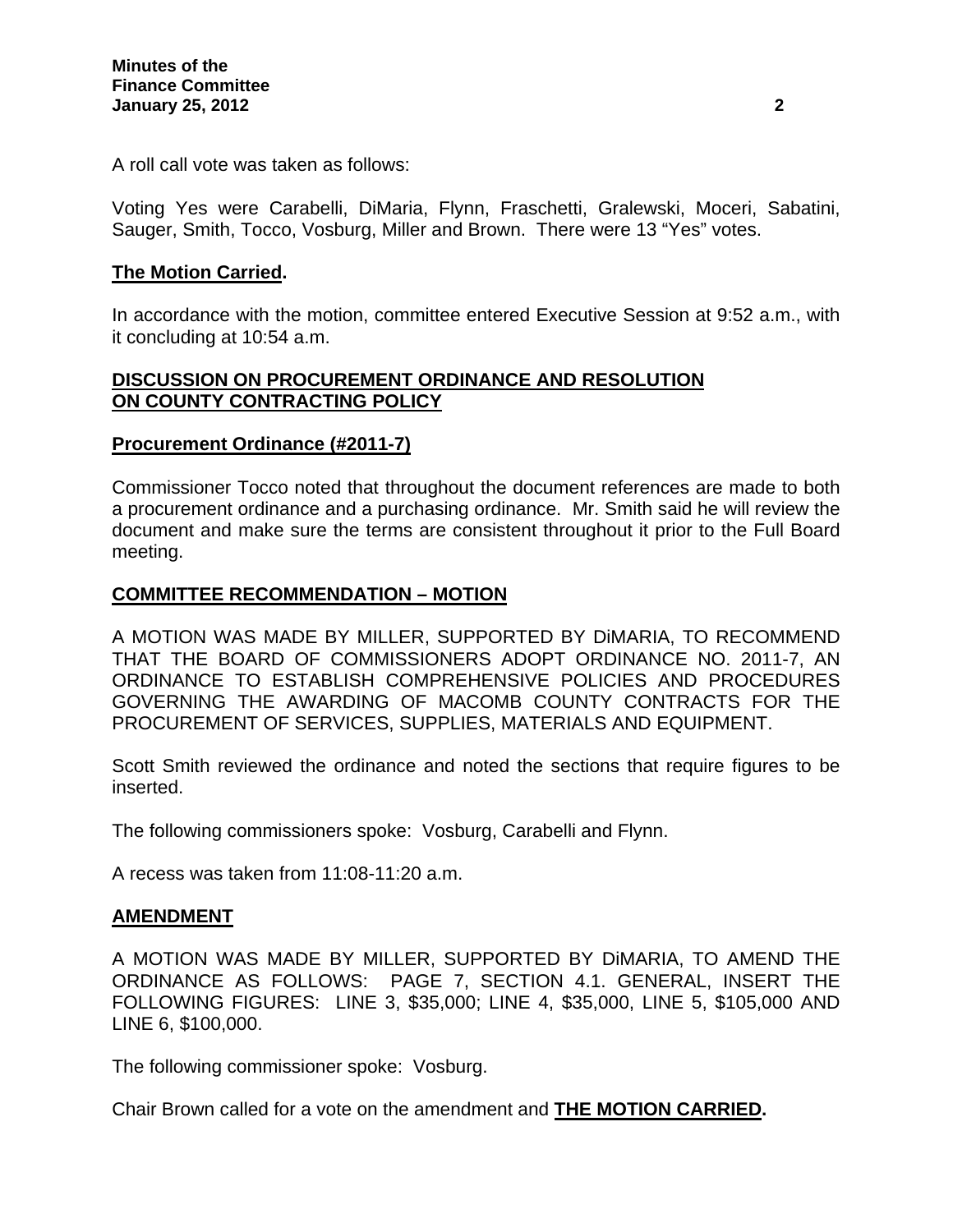A roll call vote was taken as follows:

Voting Yes were Carabelli, DiMaria, Flynn, Fraschetti, Gralewski, Moceri, Sabatini, Sauger, Smith, Tocco, Vosburg, Miller and Brown. There were 13 "Yes" votes.

**The Motion Carried.**

In accordance with the motion, committee entered Executive Session at 9:52 a.m., with it concluding at 10:54 a.m.

**DISCUSSION ON PROCUREMENT ORDINANCE AND RESOLUTION ON COUNTY CONTRACTING POLICY**

**Procurement Ordinance (#2011-7)**

Commissioner Tocco noted that throughout the document references are made to both a procurement ordinance and a purchasing ordinance. Mr. Smith said he will review the document and make sure the terms are consistent throughout it prior to the Full Board meeting.

**COMMITTEE RECOMMENDATION – MOTION**

A MOTION WAS MADE BY MILLER, SUPPORTED BY DiMARIA, TO RECOMMEND THAT THE BOARD OF COMMISSIONERS ADOPT ORDINANCE NO. 2011-7, AN ORDINANCE TO ESTABLISH COMPREHENSIVE POLICIES AND PROCEDURES GOVERNING THE AWARDING OF MACOMB COUNTY CONTRACTS FOR THE PROCUREMENT OF SERVICES, SUPPLIES, MATERIALS AND EQUIPMENT.

Scott Smith reviewed the ordinance and noted the sections that require figures to be inserted.

The following commissioners spoke: Vosburg, Carabelli and Flynn.

A recess was taken from 11:08-11:20 a.m.

**AMENDMENT**

A MOTION WAS MADE BY MILLER, SUPPORTED BY DiMARIA, TO AMEND THE ORDINANCE AS FOLLOWS: PAGE 7, SECTION 4.1. GENERAL, INSERT THE FOLLOWING FIGURES: LINE 3, $35,000; LINE 4, $35,000, LINE 5, $105,000 AND LINE 6, $100,000.

The following commissioner spoke: Vosburg.

Chair Brown called for a vote on the amendment and **THE MOTION CARRIED.**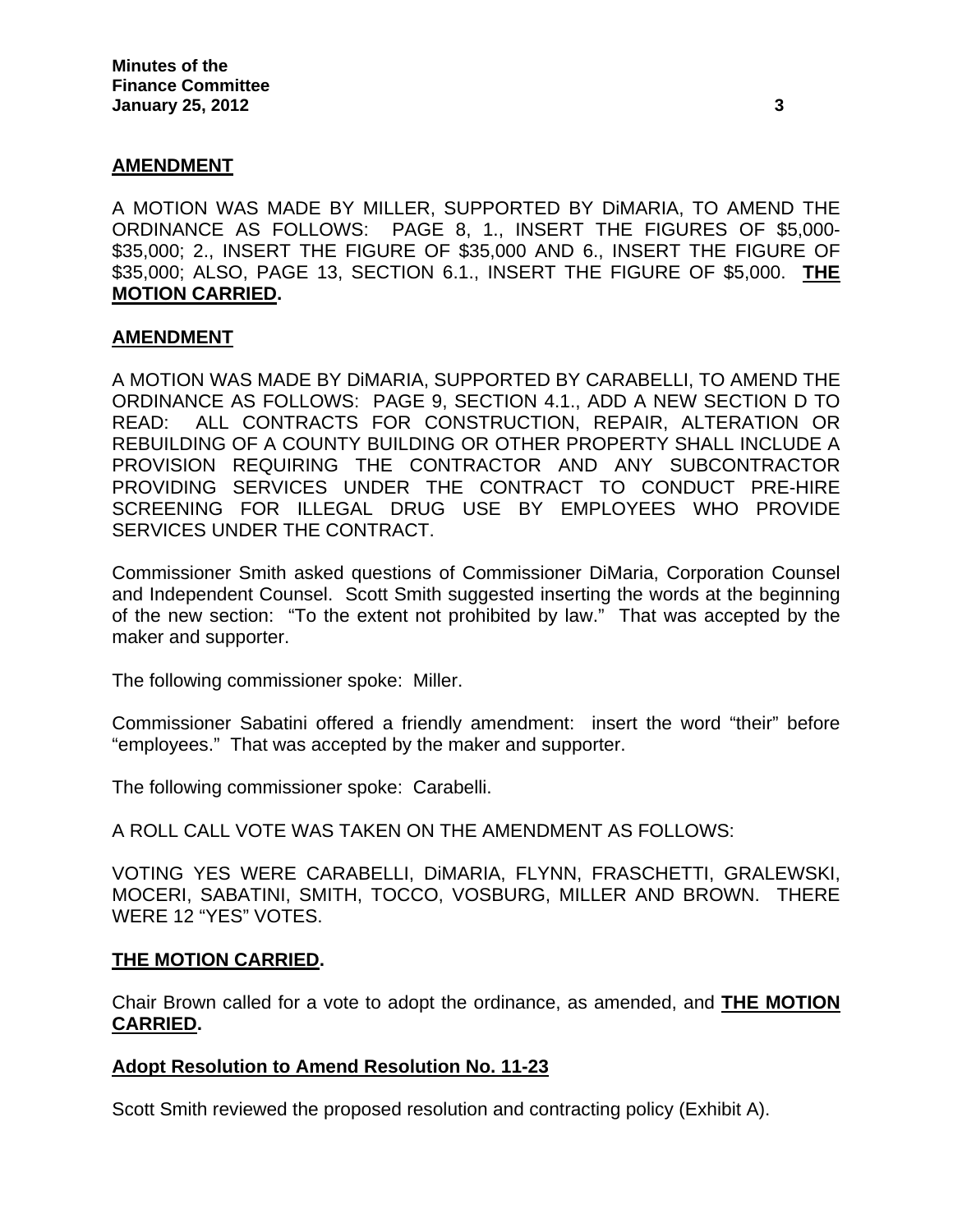## **AMENDMENT**

A MOTION WAS MADE BY MILLER, SUPPORTED BY DiMARIA, TO AMEND THE ORDINANCE AS FOLLOWS: PAGE 8, 1., INSERT THE FIGURES OF $5,000-$35,000; 2., INSERT THE FIGURE OF $35,000 AND 6., INSERT THE FIGURE OF $35,000; ALSO, PAGE 13, SECTION 6.1., INSERT THE FIGURE OF $5,000. **THE MOTION CARRIED.**

## **AMENDMENT**

A MOTION WAS MADE BY DiMARIA, SUPPORTED BY CARABELLI, TO AMEND THE ORDINANCE AS FOLLOWS: PAGE 9, SECTION 4.1., ADD A NEW SECTION D TO READ: ALL CONTRACTS FOR CONSTRUCTION, REPAIR, ALTERATION OR REBUILDING OF A COUNTY BUILDING OR OTHER PROPERTY SHALL INCLUDE A PROVISION REQUIRING THE CONTRACTOR AND ANY SUBCONTRACTOR PROVIDING SERVICES UNDER THE CONTRACT TO CONDUCT PRE-HIRE SCREENING FOR ILLEGAL DRUG USE BY EMPLOYEES WHO PROVIDE SERVICES UNDER THE CONTRACT.

Commissioner Smith asked questions of Commissioner DiMaria, Corporation Counsel and Independent Counsel. Scott Smith suggested inserting the words at the beginning of the new section: "To the extent not prohibited by law." That was accepted by the maker and supporter.

The following commissioner spoke: Miller.

Commissioner Sabatini offered a friendly amendment: insert the word "their" before "employees." That was accepted by the maker and supporter.

The following commissioner spoke: Carabelli.

A ROLL CALL VOTE WAS TAKEN ON THE AMENDMENT AS FOLLOWS:

VOTING YES WERE CARABELLI, DiMARIA, FLYNN, FRASCHETTI, GRALEWSKI, MOCERI, SABATINI, SMITH, TOCCO, VOSBURG, MILLER AND BROWN. THERE WERE 12 "YES" VOTES.

**THE MOTION CARRIED.**

Chair Brown called for a vote to adopt the ordinance, as amended, and **THE MOTION CARRIED.**

## **Adopt Resolution to Amend Resolution No. 11-23**

Scott Smith reviewed the proposed resolution and contracting policy (Exhibit A).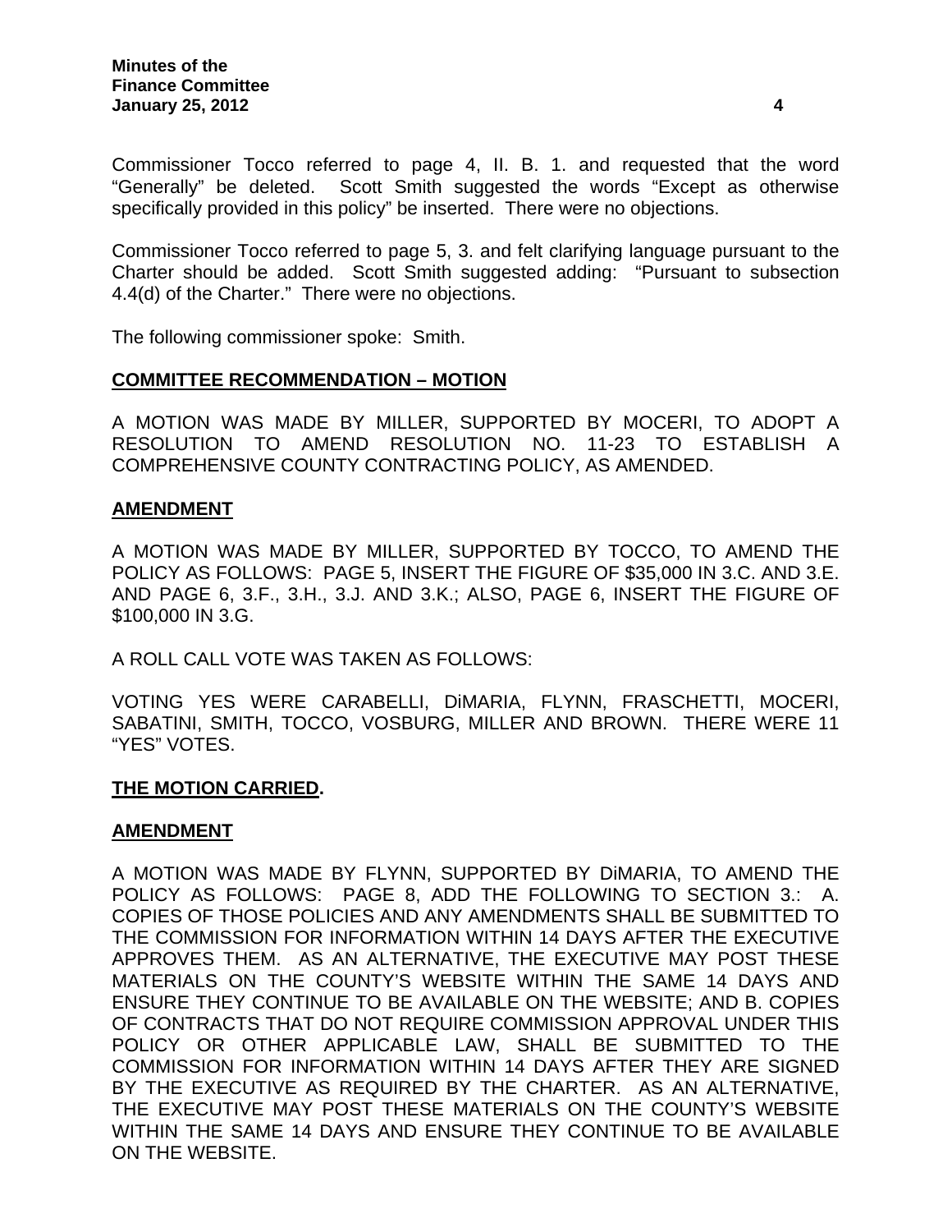Commissioner Tocco referred to page 4, II. B. 1. and requested that the word "Generally" be deleted. Scott Smith suggested the words "Except as otherwise specifically provided in this policy" be inserted. There were no objections.

Commissioner Tocco referred to page 5, 3. and felt clarifying language pursuant to the Charter should be added. Scott Smith suggested adding: "Pursuant to subsection 4.4(d) of the Charter." There were no objections.

The following commissioner spoke: Smith.

**COMMITTEE RECOMMENDATION – MOTION**

A MOTION WAS MADE BY MILLER, SUPPORTED BY MOCERI, TO ADOPT A RESOLUTION TO AMEND RESOLUTION NO. 11-23 TO ESTABLISH A COMPREHENSIVE COUNTY CONTRACTING POLICY, AS AMENDED.

**AMENDMENT**

A MOTION WAS MADE BY MILLER, SUPPORTED BY TOCCO, TO AMEND THE POLICY AS FOLLOWS: PAGE 5, INSERT THE FIGURE OF $35,000 IN 3.C. AND 3.E. AND PAGE 6, 3.F., 3.H., 3.J. AND 3.K.; ALSO, PAGE 6, INSERT THE FIGURE OF $100,000 IN 3.G.

A ROLL CALL VOTE WAS TAKEN AS FOLLOWS:

VOTING YES WERE CARABELLI, DiMARIA, FLYNN, FRASCHETTI, MOCERI, SABATINI, SMITH, TOCCO, VOSBURG, MILLER AND BROWN. THERE WERE 11 "YES" VOTES.

**THE MOTION CARRIED.**

**AMENDMENT**

A MOTION WAS MADE BY FLYNN, SUPPORTED BY DiMARIA, TO AMEND THE POLICY AS FOLLOWS: PAGE 8, ADD THE FOLLOWING TO SECTION 3.: A. COPIES OF THOSE POLICIES AND ANY AMENDMENTS SHALL BE SUBMITTED TO THE COMMISSION FOR INFORMATION WITHIN 14 DAYS AFTER THE EXECUTIVE APPROVES THEM. AS AN ALTERNATIVE, THE EXECUTIVE MAY POST THESE MATERIALS ON THE COUNTY'S WEBSITE WITHIN THE SAME 14 DAYS AND ENSURE THEY CONTINUE TO BE AVAILABLE ON THE WEBSITE; AND B. COPIES OF CONTRACTS THAT DO NOT REQUIRE COMMISSION APPROVAL UNDER THIS POLICY OR OTHER APPLICABLE LAW, SHALL BE SUBMITTED TO THE COMMISSION FOR INFORMATION WITHIN 14 DAYS AFTER THEY ARE SIGNED BY THE EXECUTIVE AS REQUIRED BY THE CHARTER. AS AN ALTERNATIVE, THE EXECUTIVE MAY POST THESE MATERIALS ON THE COUNTY'S WEBSITE WITHIN THE SAME 14 DAYS AND ENSURE THEY CONTINUE TO BE AVAILABLE ON THE WEBSITE.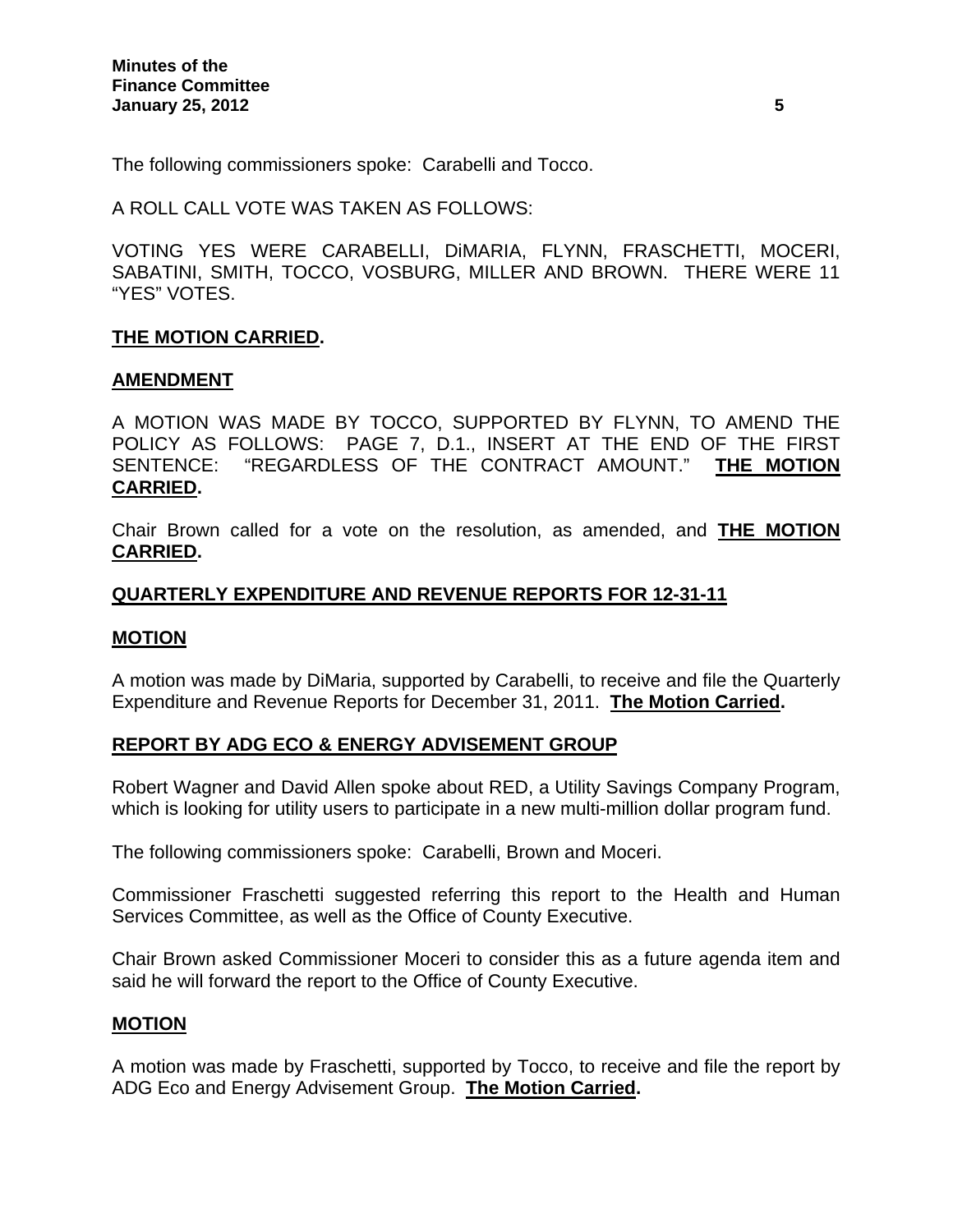The following commissioners spoke: Carabelli and Tocco.

A ROLL CALL VOTE WAS TAKEN AS FOLLOWS:

VOTING YES WERE CARABELLI, DiMARIA, FLYNN, FRASCHETTI, MOCERI, SABATINI, SMITH, TOCCO, VOSBURG, MILLER AND BROWN. THERE WERE 11 "YES" VOTES.

**THE MOTION CARRIED.**

**AMENDMENT**

A MOTION WAS MADE BY TOCCO, SUPPORTED BY FLYNN, TO AMEND THE POLICY AS FOLLOWS: PAGE 7, D.1., INSERT AT THE END OF THE FIRST SENTENCE: "REGARDLESS OF THE CONTRACT AMOUNT." **THE MOTION CARRIED.**

Chair Brown called for a vote on the resolution, as amended, and **THE MOTION CARRIED.**

**QUARTERLY EXPENDITURE AND REVENUE REPORTS FOR 12-31-11**

**MOTION**

A motion was made by DiMaria, supported by Carabelli, to receive and file the Quarterly Expenditure and Revenue Reports for December 31, 2011. **The Motion Carried.**

**REPORT BY ADG ECO & ENERGY ADVISEMENT GROUP**

Robert Wagner and David Allen spoke about RED, a Utility Savings Company Program, which is looking for utility users to participate in a new multi-million dollar program fund.

The following commissioners spoke: Carabelli, Brown and Moceri.

Commissioner Fraschetti suggested referring this report to the Health and Human Services Committee, as well as the Office of County Executive.

Chair Brown asked Commissioner Moceri to consider this as a future agenda item and said he will forward the report to the Office of County Executive.

**MOTION**

A motion was made by Fraschetti, supported by Tocco, to receive and file the report by ADG Eco and Energy Advisement Group. **The Motion Carried.**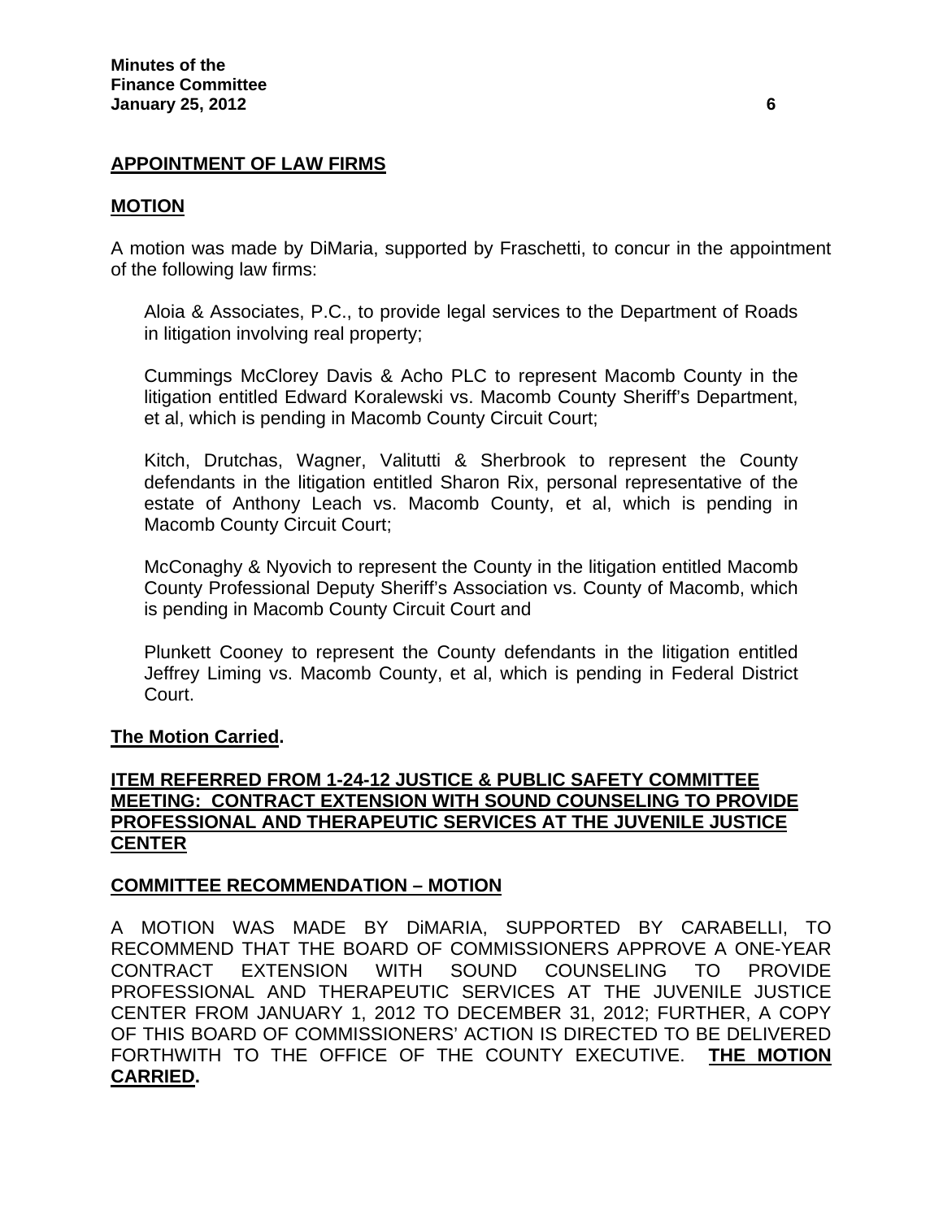**APPOINTMENT OF LAW FIRMS**

**MOTION**

A motion was made by DiMaria, supported by Fraschetti, to concur in the appointment of the following law firms:

Aloia & Associates, P.C., to provide legal services to the Department of Roads in litigation involving real property;

Cummings McClorey Davis & Acho PLC to represent Macomb County in the litigation entitled Edward Koralewski vs. Macomb County Sheriff's Department, et al, which is pending in Macomb County Circuit Court;

Kitch, Drutchas, Wagner, Valitutti & Sherbrook to represent the County defendants in the litigation entitled Sharon Rix, personal representative of the estate of Anthony Leach vs. Macomb County, et al, which is pending in Macomb County Circuit Court;

McConaghy & Nyovich to represent the County in the litigation entitled Macomb County Professional Deputy Sheriff's Association vs. County of Macomb, which is pending in Macomb County Circuit Court and

Plunkett Cooney to represent the County defendants in the litigation entitled Jeffrey Liming vs. Macomb County, et al, which is pending in Federal District Court.

**The Motion Carried.**

**ITEM REFERRED FROM 1-24-12 JUSTICE & PUBLIC SAFETY COMMITTEE MEETING: CONTRACT EXTENSION WITH SOUND COUNSELING TO PROVIDE PROFESSIONAL AND THERAPEUTIC SERVICES AT THE JUVENILE JUSTICE CENTER**

**COMMITTEE RECOMMENDATION – MOTION**

A MOTION WAS MADE BY DiMARIA, SUPPORTED BY CARABELLI, TO RECOMMEND THAT THE BOARD OF COMMISSIONERS APPROVE A ONE-YEAR CONTRACT EXTENSION WITH SOUND COUNSELING TO PROVIDE PROFESSIONAL AND THERAPEUTIC SERVICES AT THE JUVENILE JUSTICE CENTER FROM JANUARY 1, 2012 TO DECEMBER 31, 2012; FURTHER, A COPY OF THIS BOARD OF COMMISSIONERS' ACTION IS DIRECTED TO BE DELIVERED FORTHWITH TO THE OFFICE OF THE COUNTY EXECUTIVE. **THE MOTION CARRIED.**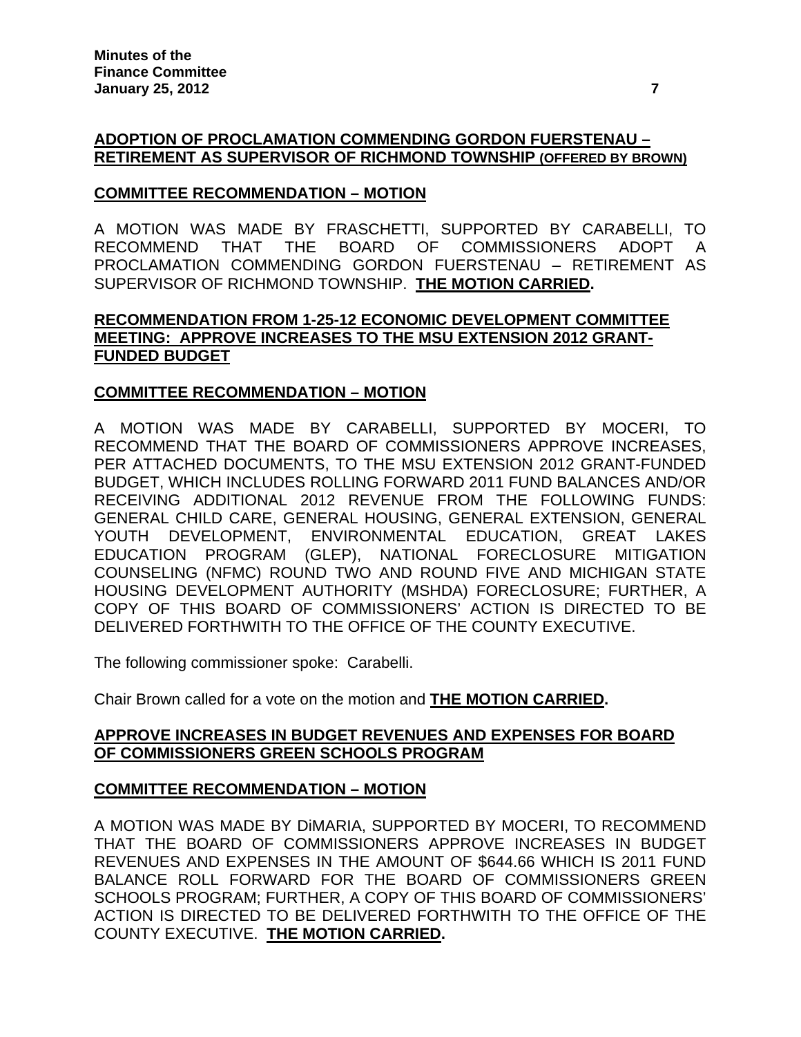**ADOPTION OF PROCLAMATION COMMENDING GORDON FUERSTENAU – RETIREMENT AS SUPERVISOR OF RICHMOND TOWNSHIP (OFFERED BY BROWN)**

**COMMITTEE RECOMMENDATION – MOTION**

A MOTION WAS MADE BY FRASCHETTI, SUPPORTED BY CARABELLI, TO RECOMMEND THAT THE BOARD OF COMMISSIONERS ADOPT A PROCLAMATION COMMENDING GORDON FUERSTENAU – RETIREMENT AS SUPERVISOR OF RICHMOND TOWNSHIP. **THE MOTION CARRIED.**

**RECOMMENDATION FROM 1-25-12 ECONOMIC DEVELOPMENT COMMITTEE MEETING: APPROVE INCREASES TO THE MSU EXTENSION 2012 GRANT-FUNDED BUDGET**

**COMMITTEE RECOMMENDATION – MOTION**

A MOTION WAS MADE BY CARABELLI, SUPPORTED BY MOCERI, TO RECOMMEND THAT THE BOARD OF COMMISSIONERS APPROVE INCREASES, PER ATTACHED DOCUMENTS, TO THE MSU EXTENSION 2012 GRANT-FUNDED BUDGET, WHICH INCLUDES ROLLING FORWARD 2011 FUND BALANCES AND/OR RECEIVING ADDITIONAL 2012 REVENUE FROM THE FOLLOWING FUNDS: GENERAL CHILD CARE, GENERAL HOUSING, GENERAL EXTENSION, GENERAL YOUTH DEVELOPMENT, ENVIRONMENTAL EDUCATION, GREAT LAKES EDUCATION PROGRAM (GLEP), NATIONAL FORECLOSURE MITIGATION COUNSELING (NFMC) ROUND TWO AND ROUND FIVE AND MICHIGAN STATE HOUSING DEVELOPMENT AUTHORITY (MSHDA) FORECLOSURE; FURTHER, A COPY OF THIS BOARD OF COMMISSIONERS' ACTION IS DIRECTED TO BE DELIVERED FORTHWITH TO THE OFFICE OF THE COUNTY EXECUTIVE.

The following commissioner spoke: Carabelli.

Chair Brown called for a vote on the motion and **THE MOTION CARRIED.**

**APPROVE INCREASES IN BUDGET REVENUES AND EXPENSES FOR BOARD OF COMMISSIONERS GREEN SCHOOLS PROGRAM**

**COMMITTEE RECOMMENDATION – MOTION**

A MOTION WAS MADE BY DiMARIA, SUPPORTED BY MOCERI, TO RECOMMEND THAT THE BOARD OF COMMISSIONERS APPROVE INCREASES IN BUDGET REVENUES AND EXPENSES IN THE AMOUNT OF $644.66 WHICH IS 2011 FUND BALANCE ROLL FORWARD FOR THE BOARD OF COMMISSIONERS GREEN SCHOOLS PROGRAM; FURTHER, A COPY OF THIS BOARD OF COMMISSIONERS' ACTION IS DIRECTED TO BE DELIVERED FORTHWITH TO THE OFFICE OF THE COUNTY EXECUTIVE. **THE MOTION CARRIED.**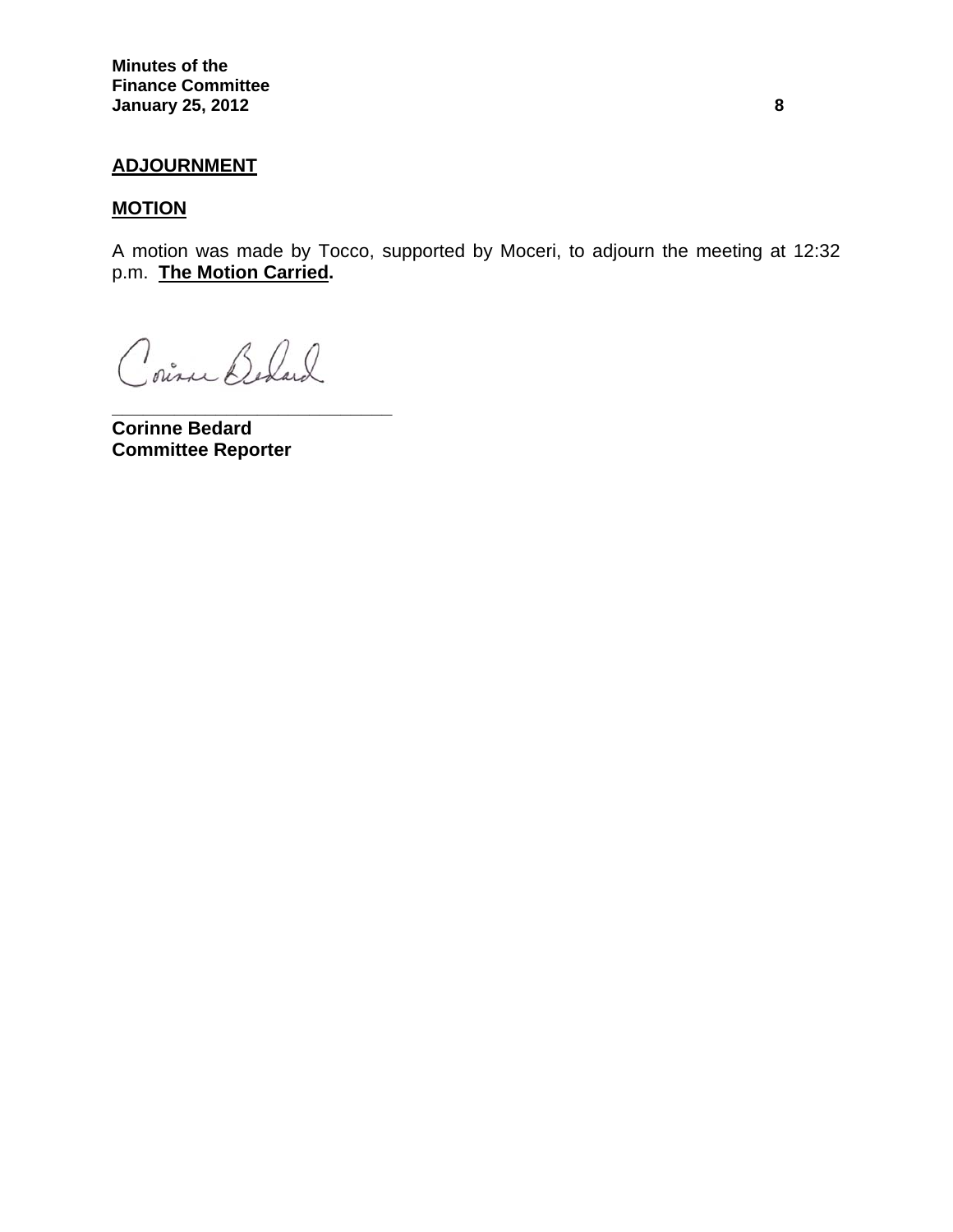## ADJOURNMENT

## MOTION

A motion was made by Tocco, supported by Moceri, to adjourn the meeting at 12:32 p.m. **The Motion Carried.**

\_\_\_\_\_\_\_\_\_\_\_\_\_\_\_\_\_\_\_\_\_\_\_\_\_\_\_\_\_\_

**Corinne Bedard**
**Committee Reporter**